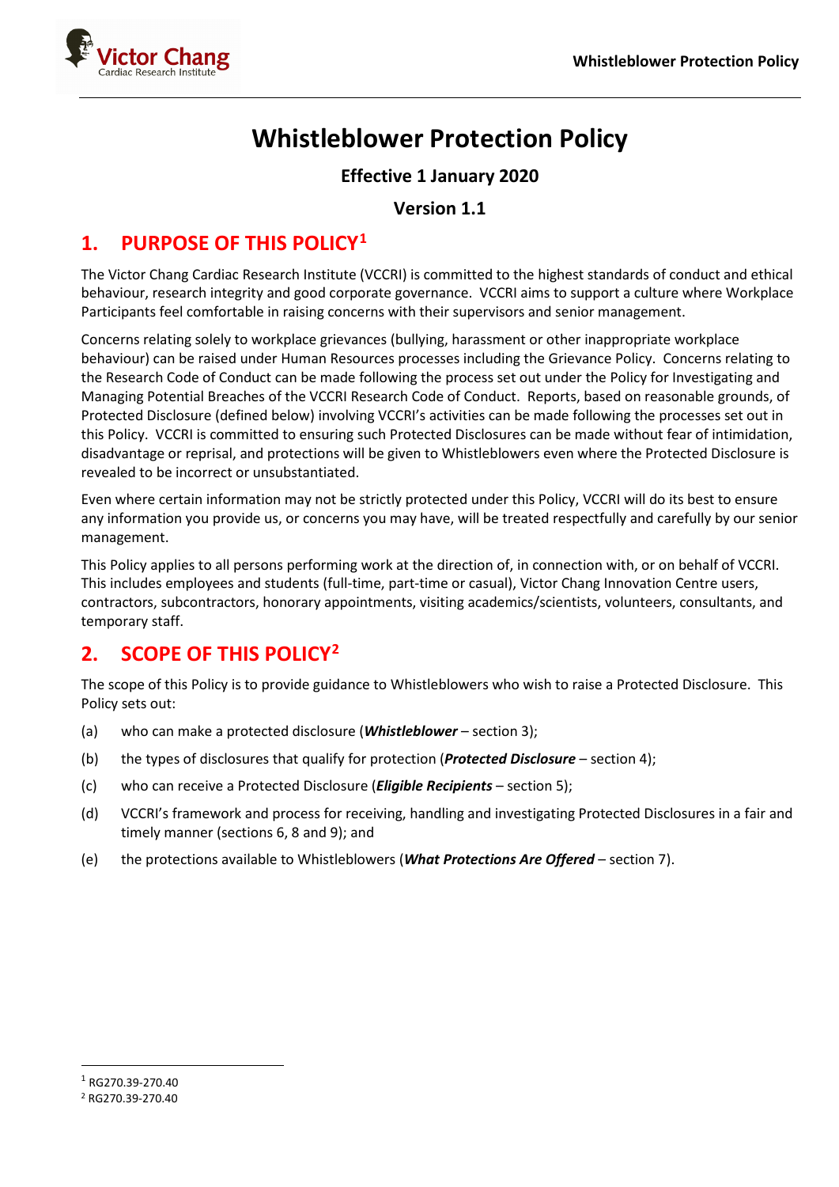# Whistleblower Protection Policy

**Effective 1 January 2020**

**Version 1.1**

## 1. PURPOSE OF THIS POLICY[1]

The Victor Chang Cardiac Research Institute (VCCRI) is committed to the highest standards of conduct and ethical behaviour, research integrity and good corporate governance. VCCRI aims to support a culture where Workplace Participants feel comfortable in raising concerns with their supervisors and senior management.

Concerns relating solely to workplace grievances (bullying, harassment or other inappropriate workplace behaviour) can be raised under Human Resources processes including the Grievance Policy. Concerns relating to the Research Code of Conduct can be made following the process set out under the Policy for Investigating and Managing Potential Breaches of the VCCRI Research Code of Conduct. Reports, based on reasonable grounds, of Protected Disclosure (defined below) involving VCCRI's activities can be made following the processes set out in this Policy. VCCRI is committed to ensuring such Protected Disclosures can be made without fear of intimidation, disadvantage or reprisal, and protections will be given to Whistleblowers even where the Protected Disclosure is revealed to be incorrect or unsubstantiated.

Even where certain information may not be strictly protected under this Policy, VCCRI will do its best to ensure any information you provide us, or concerns you may have, will be treated respectfully and carefully by our senior management.

This Policy applies to all persons performing work at the direction of, in connection with, or on behalf of VCCRI. This includes employees and students (full-time, part-time or casual), Victor Chang Innovation Centre users, contractors, subcontractors, honorary appointments, visiting academics/scientists, volunteers, consultants, and temporary staff.

## 2. SCOPE OF THIS POLICY[2]

The scope of this Policy is to provide guidance to Whistleblowers who wish to raise a Protected Disclosure. This Policy sets out:

(a) who can make a protected disclosure (***Whistleblower*** – section 3);

(b) the types of disclosures that qualify for protection (***Protected Disclosure*** – section 4);

(c) who can receive a Protected Disclosure (***Eligible Recipients*** – section 5);

(d) VCCRI's framework and process for receiving, handling and investigating Protected Disclosures in a fair and timely manner (sections 6, 8 and 9); and

(e) the protections available to Whistleblowers (***What Protections Are Offered*** – section 7).

[1] RG270.39-270.40

[2] RG270.39-270.40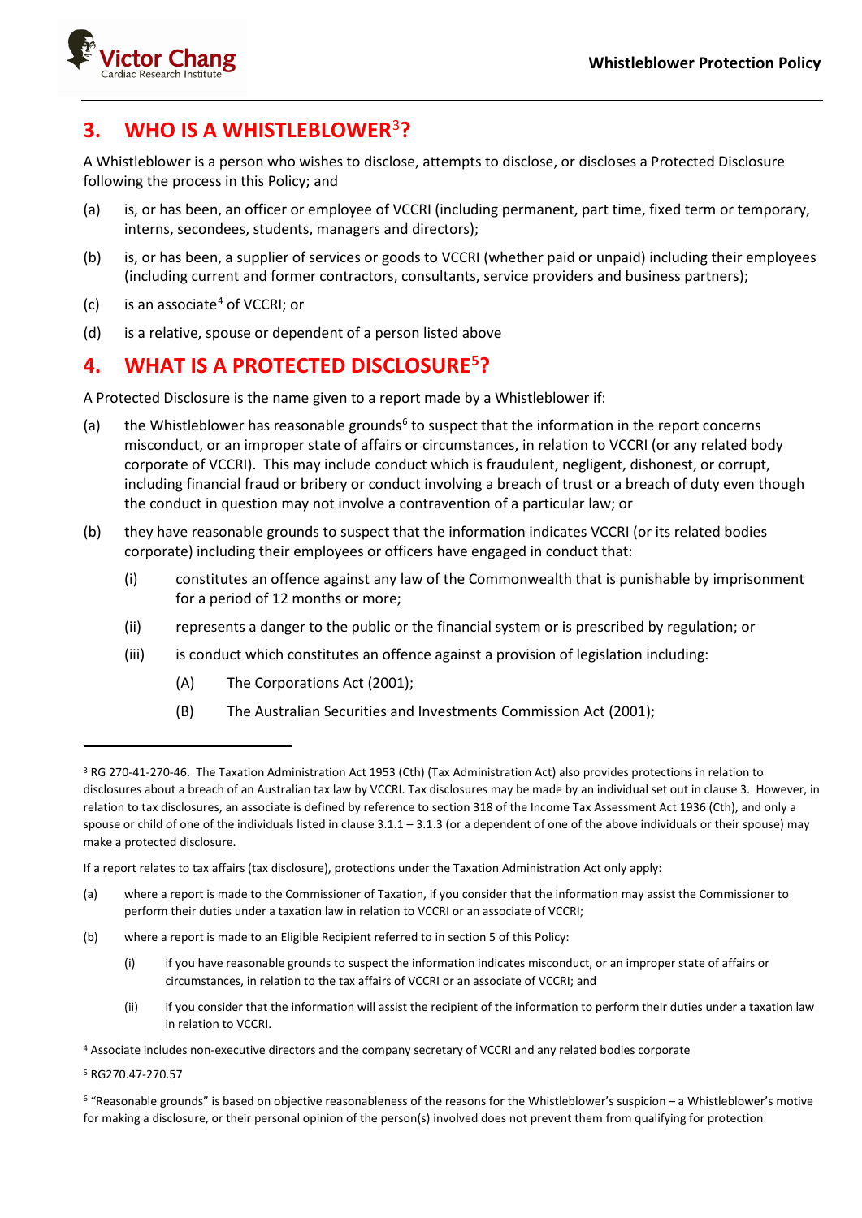## 3. WHO IS A WHISTLEBLOWER[3]?

A Whistleblower is a person who wishes to disclose, attempts to disclose, or discloses a Protected Disclosure following the process in this Policy; and

(a) is, or has been, an officer or employee of VCCRI (including permanent, part time, fixed term or temporary, interns, secondees, students, managers and directors);

(b) is, or has been, a supplier of services or goods to VCCRI (whether paid or unpaid) including their employees (including current and former contractors, consultants, service providers and business partners);

(c) is an associate[4] of VCCRI; or

(d) is a relative, spouse or dependent of a person listed above

## 4. WHAT IS A PROTECTED DISCLOSURE[5]?

A Protected Disclosure is the name given to a report made by a Whistleblower if:

(a) the Whistleblower has reasonable grounds[6] to suspect that the information in the report concerns misconduct, or an improper state of affairs or circumstances, in relation to VCCRI (or any related body corporate of VCCRI). This may include conduct which is fraudulent, negligent, dishonest, or corrupt, including financial fraud or bribery or conduct involving a breach of trust or a breach of duty even though the conduct in question may not involve a contravention of a particular law; or

(b) they have reasonable grounds to suspect that the information indicates VCCRI (or its related bodies corporate) including their employees or officers have engaged in conduct that:

   (i) constitutes an offence against any law of the Commonwealth that is punishable by imprisonment for a period of 12 months or more;

   (ii) represents a danger to the public or the financial system or is prescribed by regulation; or

   (iii) is conduct which constitutes an offence against a provision of legislation including:

      (A) The Corporations Act (2001);

      (B) The Australian Securities and Investments Commission Act (2001);

---

[3] RG 270-41-270-46. The Taxation Administration Act 1953 (Cth) (Tax Administration Act) also provides protections in relation to disclosures about a breach of an Australian tax law by VCCRI. Tax disclosures may be made by an individual set out in clause 3. However, in relation to tax disclosures, an associate is defined by reference to section 318 of the Income Tax Assessment Act 1936 (Cth), and only a spouse or child of one of the individuals listed in clause 3.1.1 – 3.1.3 (or a dependent of one of the above individuals or their spouse) may make a protected disclosure.

If a report relates to tax affairs (tax disclosure), protections under the Taxation Administration Act only apply:

(a) where a report is made to the Commissioner of Taxation, if you consider that the information may assist the Commissioner to perform their duties under a taxation law in relation to VCCRI or an associate of VCCRI;

(b) where a report is made to an Eligible Recipient referred to in section 5 of this Policy:

   (i) if you have reasonable grounds to suspect the information indicates misconduct, or an improper state of affairs or circumstances, in relation to the tax affairs of VCCRI or an associate of VCCRI; and

   (ii) if you consider that the information will assist the recipient of the information to perform their duties under a taxation law in relation to VCCRI.

[4] Associate includes non-executive directors and the company secretary of VCCRI and any related bodies corporate

[5] RG270.47-270.57

[6] "Reasonable grounds" is based on objective reasonableness of the reasons for the Whistleblower's suspicion – a Whistleblower's motive for making a disclosure, or their personal opinion of the person(s) involved does not prevent them from qualifying for protection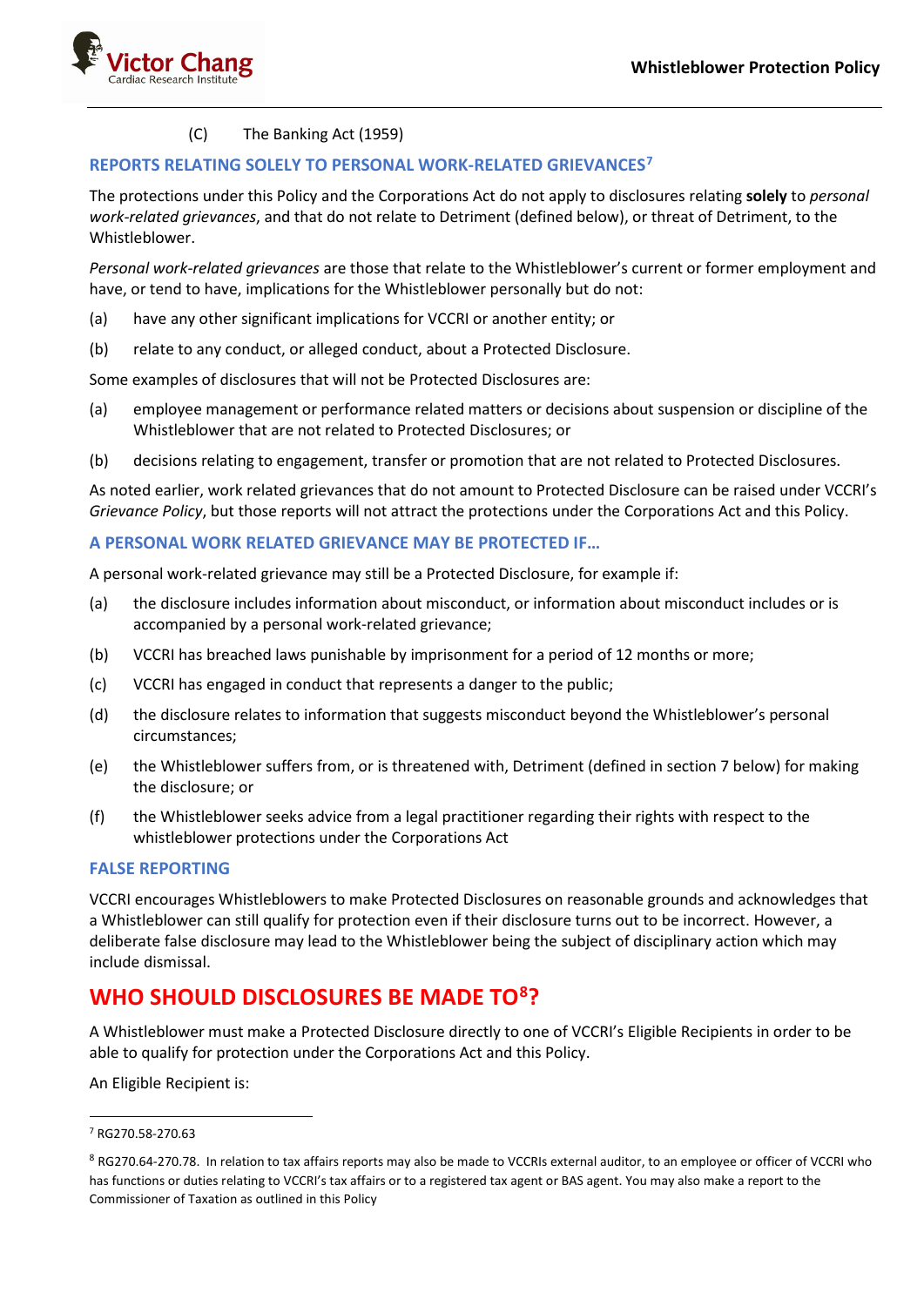(C) The Banking Act (1959)

### REPORTS RELATING SOLELY TO PERSONAL WORK-RELATED GRIEVANCES[7]

The protections under this Policy and the Corporations Act do not apply to disclosures relating **solely** to *personal work-related grievances*, and that do not relate to Detriment (defined below), or threat of Detriment, to the Whistleblower.

*Personal work-related grievances* are those that relate to the Whistleblower's current or former employment and have, or tend to have, implications for the Whistleblower personally but do not:

(a) have any other significant implications for VCCRI or another entity; or

(b) relate to any conduct, or alleged conduct, about a Protected Disclosure.

Some examples of disclosures that will not be Protected Disclosures are:

(a) employee management or performance related matters or decisions about suspension or discipline of the Whistleblower that are not related to Protected Disclosures; or

(b) decisions relating to engagement, transfer or promotion that are not related to Protected Disclosures.

As noted earlier, work related grievances that do not amount to Protected Disclosure can be raised under VCCRI's *Grievance Policy*, but those reports will not attract the protections under the Corporations Act and this Policy.

### A PERSONAL WORK RELATED GRIEVANCE MAY BE PROTECTED IF…

A personal work-related grievance may still be a Protected Disclosure, for example if:

(a) the disclosure includes information about misconduct, or information about misconduct includes or is accompanied by a personal work-related grievance;

(b) VCCRI has breached laws punishable by imprisonment for a period of 12 months or more;

(c) VCCRI has engaged in conduct that represents a danger to the public;

(d) the disclosure relates to information that suggests misconduct beyond the Whistleblower's personal circumstances;

(e) the Whistleblower suffers from, or is threatened with, Detriment (defined in section 7 below) for making the disclosure; or

(f) the Whistleblower seeks advice from a legal practitioner regarding their rights with respect to the whistleblower protections under the Corporations Act

### FALSE REPORTING

VCCRI encourages Whistleblowers to make Protected Disclosures on reasonable grounds and acknowledges that a Whistleblower can still qualify for protection even if their disclosure turns out to be incorrect. However, a deliberate false disclosure may lead to the Whistleblower being the subject of disciplinary action which may include dismissal.

## WHO SHOULD DISCLOSURES BE MADE TO[8]?

A Whistleblower must make a Protected Disclosure directly to one of VCCRI's Eligible Recipients in order to be able to qualify for protection under the Corporations Act and this Policy.

An Eligible Recipient is:

---

[7] RG270.58-270.63

[8] RG270.64-270.78. In relation to tax affairs reports may also be made to VCCRIs external auditor, to an employee or officer of VCCRI who has functions or duties relating to VCCRI's tax affairs or to a registered tax agent or BAS agent. You may also make a report to the Commissioner of Taxation as outlined in this Policy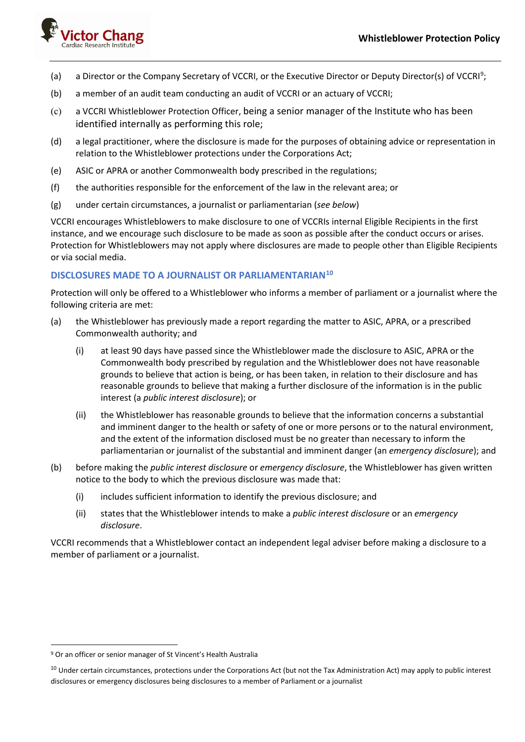(a) a Director or the Company Secretary of VCCRI, or the Executive Director or Deputy Director(s) of VCCRI[9];

(b) a member of an audit team conducting an audit of VCCRI or an actuary of VCCRI;

(c) a VCCRI Whistleblower Protection Officer, being a senior manager of the Institute who has been identified internally as performing this role;

(d) a legal practitioner, where the disclosure is made for the purposes of obtaining advice or representation in relation to the Whistleblower protections under the Corporations Act;

(e) ASIC or APRA or another Commonwealth body prescribed in the regulations;

(f) the authorities responsible for the enforcement of the law in the relevant area; or

(g) under certain circumstances, a journalist or parliamentarian (*see below*)

VCCRI encourages Whistleblowers to make disclosure to one of VCCRIs internal Eligible Recipients in the first instance, and we encourage such disclosure to be made as soon as possible after the conduct occurs or arises. Protection for Whistleblowers may not apply where disclosures are made to people other than Eligible Recipients or via social media.

### DISCLOSURES MADE TO A JOURNALIST OR PARLIAMENTARIAN[10]

Protection will only be offered to a Whistleblower who informs a member of parliament or a journalist where the following criteria are met:

(a) the Whistleblower has previously made a report regarding the matter to ASIC, APRA, or a prescribed Commonwealth authority; and

  (i) at least 90 days have passed since the Whistleblower made the disclosure to ASIC, APRA or the Commonwealth body prescribed by regulation and the Whistleblower does not have reasonable grounds to believe that action is being, or has been taken, in relation to their disclosure and has reasonable grounds to believe that making a further disclosure of the information is in the public interest (a *public interest disclosure*); or

  (ii) the Whistleblower has reasonable grounds to believe that the information concerns a substantial and imminent danger to the health or safety of one or more persons or to the natural environment, and the extent of the information disclosed must be no greater than necessary to inform the parliamentarian or journalist of the substantial and imminent danger (an *emergency disclosure*); and

(b) before making the *public interest disclosure* or *emergency disclosure*, the Whistleblower has given written notice to the body to which the previous disclosure was made that:

  (i) includes sufficient information to identify the previous disclosure; and

  (ii) states that the Whistleblower intends to make a *public interest disclosure* or an *emergency disclosure*.

VCCRI recommends that a Whistleblower contact an independent legal adviser before making a disclosure to a member of parliament or a journalist.

---

[9] Or an officer or senior manager of St Vincent's Health Australia

[10] Under certain circumstances, protections under the Corporations Act (but not the Tax Administration Act) may apply to public interest disclosures or emergency disclosures being disclosures to a member of Parliament or a journalist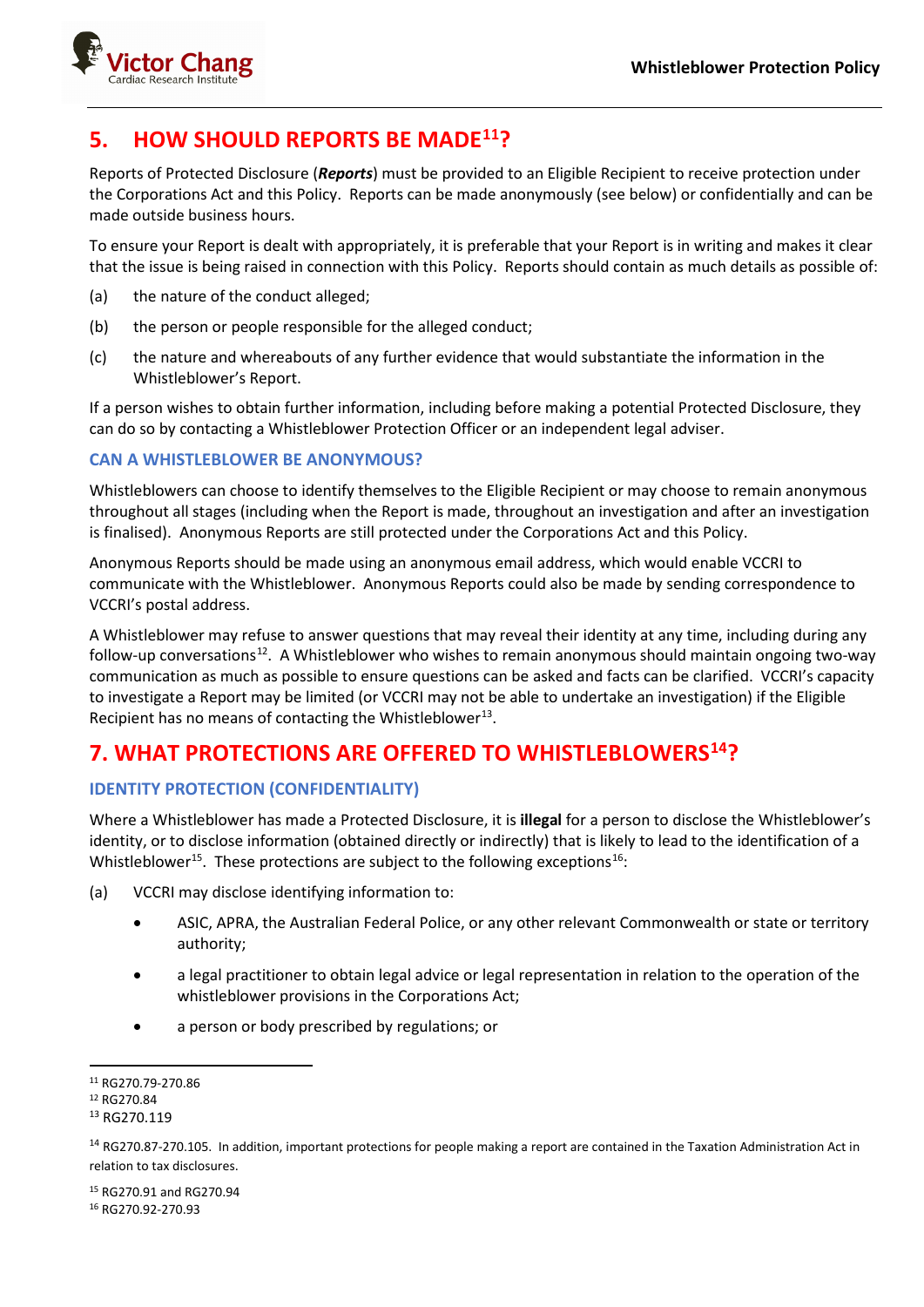## 5. HOW SHOULD REPORTS BE MADE[11]?

Reports of Protected Disclosure (***Reports***) must be provided to an Eligible Recipient to receive protection under the Corporations Act and this Policy. Reports can be made anonymously (see below) or confidentially and can be made outside business hours.

To ensure your Report is dealt with appropriately, it is preferable that your Report is in writing and makes it clear that the issue is being raised in connection with this Policy. Reports should contain as much details as possible of:

(a) the nature of the conduct alleged;

(b) the person or people responsible for the alleged conduct;

(c) the nature and whereabouts of any further evidence that would substantiate the information in the Whistleblower's Report.

If a person wishes to obtain further information, including before making a potential Protected Disclosure, they can do so by contacting a Whistleblower Protection Officer or an independent legal adviser.

### CAN A WHISTLEBLOWER BE ANONYMOUS?

Whistleblowers can choose to identify themselves to the Eligible Recipient or may choose to remain anonymous throughout all stages (including when the Report is made, throughout an investigation and after an investigation is finalised). Anonymous Reports are still protected under the Corporations Act and this Policy.

Anonymous Reports should be made using an anonymous email address, which would enable VCCRI to communicate with the Whistleblower. Anonymous Reports could also be made by sending correspondence to VCCRI's postal address.

A Whistleblower may refuse to answer questions that may reveal their identity at any time, including during any follow-up conversations[12]. A Whistleblower who wishes to remain anonymous should maintain ongoing two-way communication as much as possible to ensure questions can be asked and facts can be clarified. VCCRI's capacity to investigate a Report may be limited (or VCCRI may not be able to undertake an investigation) if the Eligible Recipient has no means of contacting the Whistleblower[13].

## 7. WHAT PROTECTIONS ARE OFFERED TO WHISTLEBLOWERS[14]?

### IDENTITY PROTECTION (CONFIDENTIALITY)

Where a Whistleblower has made a Protected Disclosure, it is **illegal** for a person to disclose the Whistleblower's identity, or to disclose information (obtained directly or indirectly) that is likely to lead to the identification of a Whistleblower[15]. These protections are subject to the following exceptions[16]:

(a) VCCRI may disclose identifying information to:

- ASIC, APRA, the Australian Federal Police, or any other relevant Commonwealth or state or territory authority;
- a legal practitioner to obtain legal advice or legal representation in relation to the operation of the whistleblower provisions in the Corporations Act;
- a person or body prescribed by regulations; or

---

[11] RG270.79-270.86

[12] RG270.84

[13] RG270.119

[14] RG270.87-270.105. In addition, important protections for people making a report are contained in the Taxation Administration Act in relation to tax disclosures.

[15] RG270.91 and RG270.94

[16] RG270.92-270.93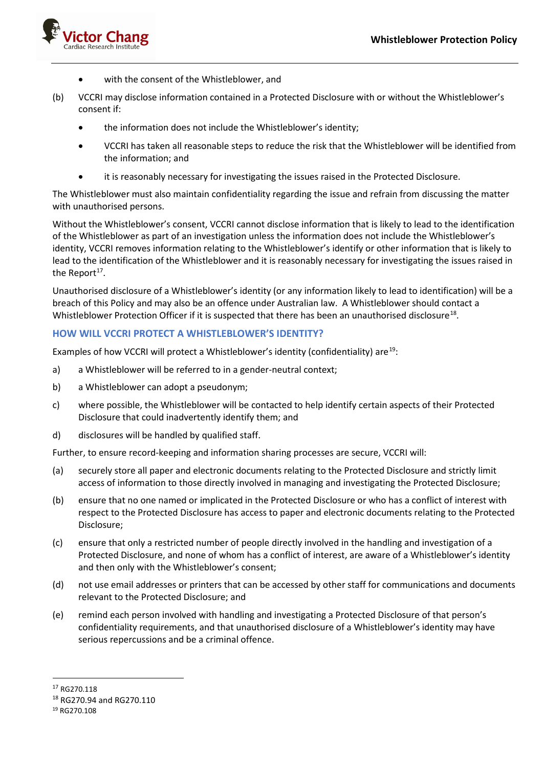- with the consent of the Whistleblower, and

(b) VCCRI may disclose information contained in a Protected Disclosure with or without the Whistleblower's consent if:

- the information does not include the Whistleblower's identity;
- VCCRI has taken all reasonable steps to reduce the risk that the Whistleblower will be identified from the information; and
- it is reasonably necessary for investigating the issues raised in the Protected Disclosure.

The Whistleblower must also maintain confidentiality regarding the issue and refrain from discussing the matter with unauthorised persons.

Without the Whistleblower's consent, VCCRI cannot disclose information that is likely to lead to the identification of the Whistleblower as part of an investigation unless the information does not include the Whistleblower's identity, VCCRI removes information relating to the Whistleblower's identify or other information that is likely to lead to the identification of the Whistleblower and it is reasonably necessary for investigating the issues raised in the Report[17].

Unauthorised disclosure of a Whistleblower's identity (or any information likely to lead to identification) will be a breach of this Policy and may also be an offence under Australian law. A Whistleblower should contact a Whistleblower Protection Officer if it is suspected that there has been an unauthorised disclosure[18].

## HOW WILL VCCRI PROTECT A WHISTLEBLOWER'S IDENTITY?

Examples of how VCCRI will protect a Whistleblower's identity (confidentiality) are[19]:

a) a Whistleblower will be referred to in a gender-neutral context;

b) a Whistleblower can adopt a pseudonym;

c) where possible, the Whistleblower will be contacted to help identify certain aspects of their Protected Disclosure that could inadvertently identify them; and

d) disclosures will be handled by qualified staff.

Further, to ensure record-keeping and information sharing processes are secure, VCCRI will:

(a) securely store all paper and electronic documents relating to the Protected Disclosure and strictly limit access of information to those directly involved in managing and investigating the Protected Disclosure;

(b) ensure that no one named or implicated in the Protected Disclosure or who has a conflict of interest with respect to the Protected Disclosure has access to paper and electronic documents relating to the Protected Disclosure;

(c) ensure that only a restricted number of people directly involved in the handling and investigation of a Protected Disclosure, and none of whom has a conflict of interest, are aware of a Whistleblower's identity and then only with the Whistleblower's consent;

(d) not use email addresses or printers that can be accessed by other staff for communications and documents relevant to the Protected Disclosure; and

(e) remind each person involved with handling and investigating a Protected Disclosure of that person's confidentiality requirements, and that unauthorised disclosure of a Whistleblower's identity may have serious repercussions and be a criminal offence.

---

[17] RG270.118

[18] RG270.94 and RG270.110

[19] RG270.108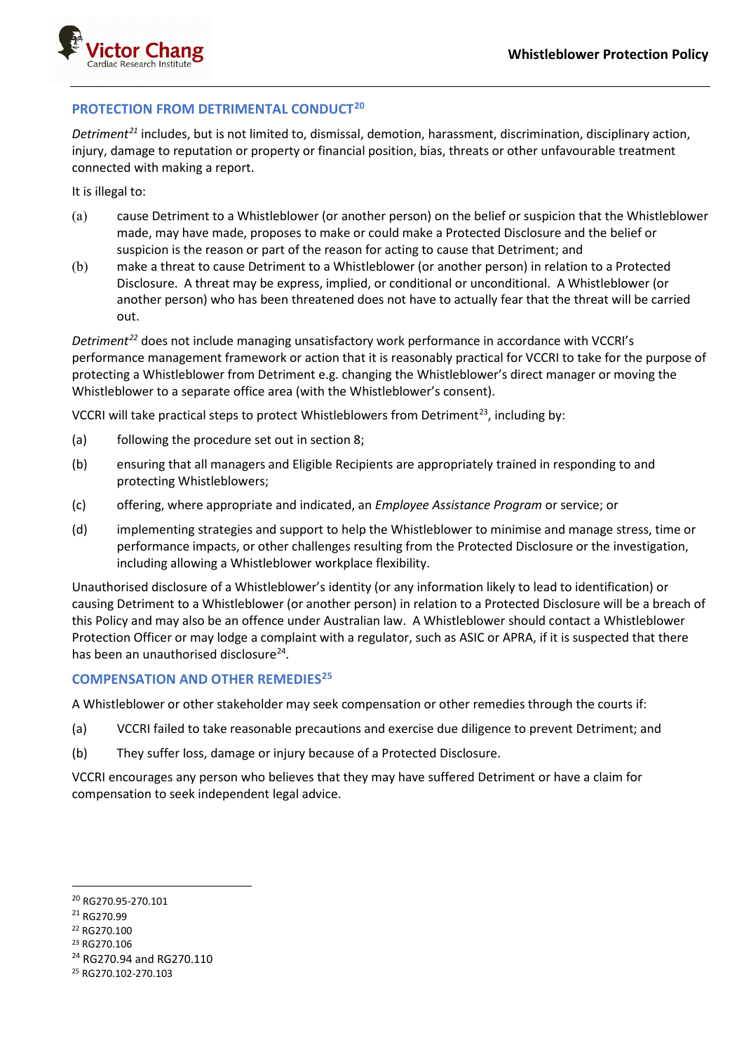## PROTECTION FROM DETRIMENTAL CONDUCT[20]

*Detriment*[21] includes, but is not limited to, dismissal, demotion, harassment, discrimination, disciplinary action, injury, damage to reputation or property or financial position, bias, threats or other unfavourable treatment connected with making a report.

It is illegal to:

(a) cause Detriment to a Whistleblower (or another person) on the belief or suspicion that the Whistleblower made, may have made, proposes to make or could make a Protected Disclosure and the belief or suspicion is the reason or part of the reason for acting to cause that Detriment; and

(b) make a threat to cause Detriment to a Whistleblower (or another person) in relation to a Protected Disclosure. A threat may be express, implied, or conditional or unconditional. A Whistleblower (or another person) who has been threatened does not have to actually fear that the threat will be carried out.

*Detriment*[22] does not include managing unsatisfactory work performance in accordance with VCCRI's performance management framework or action that it is reasonably practical for VCCRI to take for the purpose of protecting a Whistleblower from Detriment e.g. changing the Whistleblower's direct manager or moving the Whistleblower to a separate office area (with the Whistleblower's consent).

VCCRI will take practical steps to protect Whistleblowers from Detriment[23], including by:

(a) following the procedure set out in section 8;

(b) ensuring that all managers and Eligible Recipients are appropriately trained in responding to and protecting Whistleblowers;

(c) offering, where appropriate and indicated, an *Employee Assistance Program* or service; or

(d) implementing strategies and support to help the Whistleblower to minimise and manage stress, time or performance impacts, or other challenges resulting from the Protected Disclosure or the investigation, including allowing a Whistleblower workplace flexibility.

Unauthorised disclosure of a Whistleblower's identity (or any information likely to lead to identification) or causing Detriment to a Whistleblower (or another person) in relation to a Protected Disclosure will be a breach of this Policy and may also be an offence under Australian law. A Whistleblower should contact a Whistleblower Protection Officer or may lodge a complaint with a regulator, such as ASIC or APRA, if it is suspected that there has been an unauthorised disclosure[24].

## COMPENSATION AND OTHER REMEDIES[25]

A Whistleblower or other stakeholder may seek compensation or other remedies through the courts if:

(a) VCCRI failed to take reasonable precautions and exercise due diligence to prevent Detriment; and

(b) They suffer loss, damage or injury because of a Protected Disclosure.

VCCRI encourages any person who believes that they may have suffered Detriment or have a claim for compensation to seek independent legal advice.

---

[20] RG270.95-270.101
[21] RG270.99
[22] RG270.100
[23] RG270.106
[24] RG270.94 and RG270.110
[25] RG270.102-270.103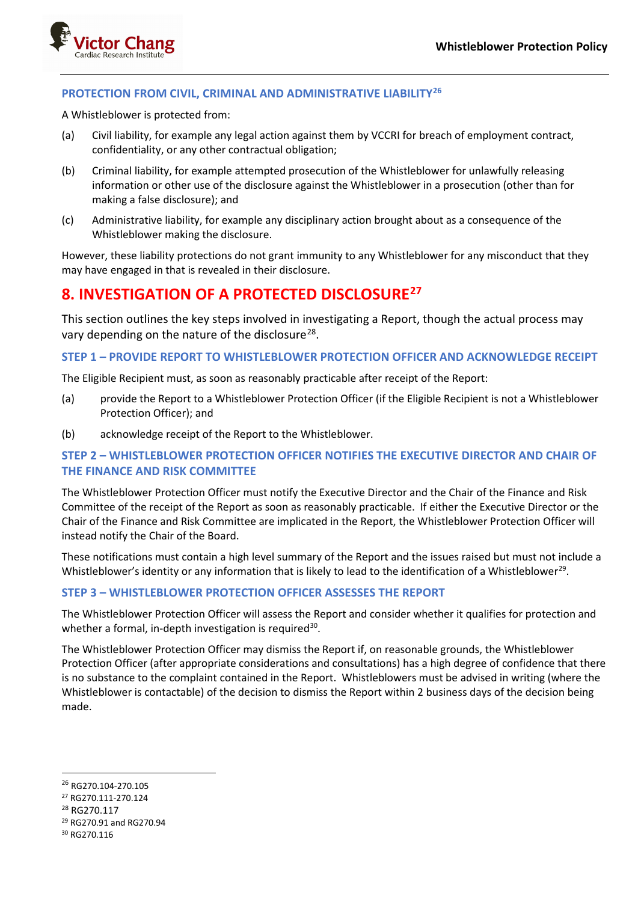### PROTECTION FROM CIVIL, CRIMINAL AND ADMINISTRATIVE LIABILITY[26]

A Whistleblower is protected from:

(a) Civil liability, for example any legal action against them by VCCRI for breach of employment contract, confidentiality, or any other contractual obligation;

(b) Criminal liability, for example attempted prosecution of the Whistleblower for unlawfully releasing information or other use of the disclosure against the Whistleblower in a prosecution (other than for making a false disclosure); and

(c) Administrative liability, for example any disciplinary action brought about as a consequence of the Whistleblower making the disclosure.

However, these liability protections do not grant immunity to any Whistleblower for any misconduct that they may have engaged in that is revealed in their disclosure.

## 8. INVESTIGATION OF A PROTECTED DISCLOSURE[27]

This section outlines the key steps involved in investigating a Report, though the actual process may vary depending on the nature of the disclosure[28].

### STEP 1 – PROVIDE REPORT TO WHISTLEBLOWER PROTECTION OFFICER AND ACKNOWLEDGE RECEIPT

The Eligible Recipient must, as soon as reasonably practicable after receipt of the Report:

(a) provide the Report to a Whistleblower Protection Officer (if the Eligible Recipient is not a Whistleblower Protection Officer); and

(b) acknowledge receipt of the Report to the Whistleblower.

### STEP 2 – WHISTLEBLOWER PROTECTION OFFICER NOTIFIES THE EXECUTIVE DIRECTOR AND CHAIR OF THE FINANCE AND RISK COMMITTEE

The Whistleblower Protection Officer must notify the Executive Director and the Chair of the Finance and Risk Committee of the receipt of the Report as soon as reasonably practicable. If either the Executive Director or the Chair of the Finance and Risk Committee are implicated in the Report, the Whistleblower Protection Officer will instead notify the Chair of the Board.

These notifications must contain a high level summary of the Report and the issues raised but must not include a Whistleblower's identity or any information that is likely to lead to the identification of a Whistleblower[29].

### STEP 3 – WHISTLEBLOWER PROTECTION OFFICER ASSESSES THE REPORT

The Whistleblower Protection Officer will assess the Report and consider whether it qualifies for protection and whether a formal, in-depth investigation is required[30].

The Whistleblower Protection Officer may dismiss the Report if, on reasonable grounds, the Whistleblower Protection Officer (after appropriate considerations and consultations) has a high degree of confidence that there is no substance to the complaint contained in the Report. Whistleblowers must be advised in writing (where the Whistleblower is contactable) of the decision to dismiss the Report within 2 business days of the decision being made.

---

[26] RG270.104-270.105

[27] RG270.111-270.124

[28] RG270.117

[29] RG270.91 and RG270.94

[30] RG270.116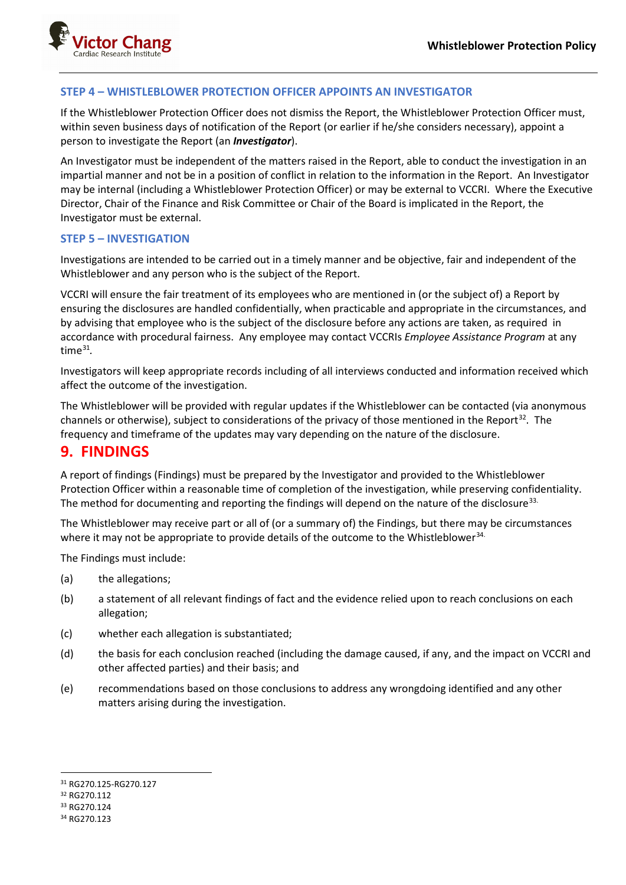### STEP 4 – WHISTLEBLOWER PROTECTION OFFICER APPOINTS AN INVESTIGATOR

If the Whistleblower Protection Officer does not dismiss the Report, the Whistleblower Protection Officer must, within seven business days of notification of the Report (or earlier if he/she considers necessary), appoint a person to investigate the Report (an ***Investigator***).

An Investigator must be independent of the matters raised in the Report, able to conduct the investigation in an impartial manner and not be in a position of conflict in relation to the information in the Report. An Investigator may be internal (including a Whistleblower Protection Officer) or may be external to VCCRI. Where the Executive Director, Chair of the Finance and Risk Committee or Chair of the Board is implicated in the Report, the Investigator must be external.

### STEP 5 – INVESTIGATION

Investigations are intended to be carried out in a timely manner and be objective, fair and independent of the Whistleblower and any person who is the subject of the Report.

VCCRI will ensure the fair treatment of its employees who are mentioned in (or the subject of) a Report by ensuring the disclosures are handled confidentially, when practicable and appropriate in the circumstances, and by advising that employee who is the subject of the disclosure before any actions are taken, as required in accordance with procedural fairness. Any employee may contact VCCRIs *Employee Assistance Program* at any time[31].

Investigators will keep appropriate records including of all interviews conducted and information received which affect the outcome of the investigation.

The Whistleblower will be provided with regular updates if the Whistleblower can be contacted (via anonymous channels or otherwise), subject to considerations of the privacy of those mentioned in the Report[32]. The frequency and timeframe of the updates may vary depending on the nature of the disclosure.

## 9. FINDINGS

A report of findings (Findings) must be prepared by the Investigator and provided to the Whistleblower Protection Officer within a reasonable time of completion of the investigation, while preserving confidentiality. The method for documenting and reporting the findings will depend on the nature of the disclosure[33].

The Whistleblower may receive part or all of (or a summary of) the Findings, but there may be circumstances where it may not be appropriate to provide details of the outcome to the Whistleblower[34].

The Findings must include:

(a) the allegations;

(b) a statement of all relevant findings of fact and the evidence relied upon to reach conclusions on each allegation;

(c) whether each allegation is substantiated;

(d) the basis for each conclusion reached (including the damage caused, if any, and the impact on VCCRI and other affected parties) and their basis; and

(e) recommendations based on those conclusions to address any wrongdoing identified and any other matters arising during the investigation.

---

[31] RG270.125-RG270.127
[32] RG270.112
[33] RG270.124
[34] RG270.123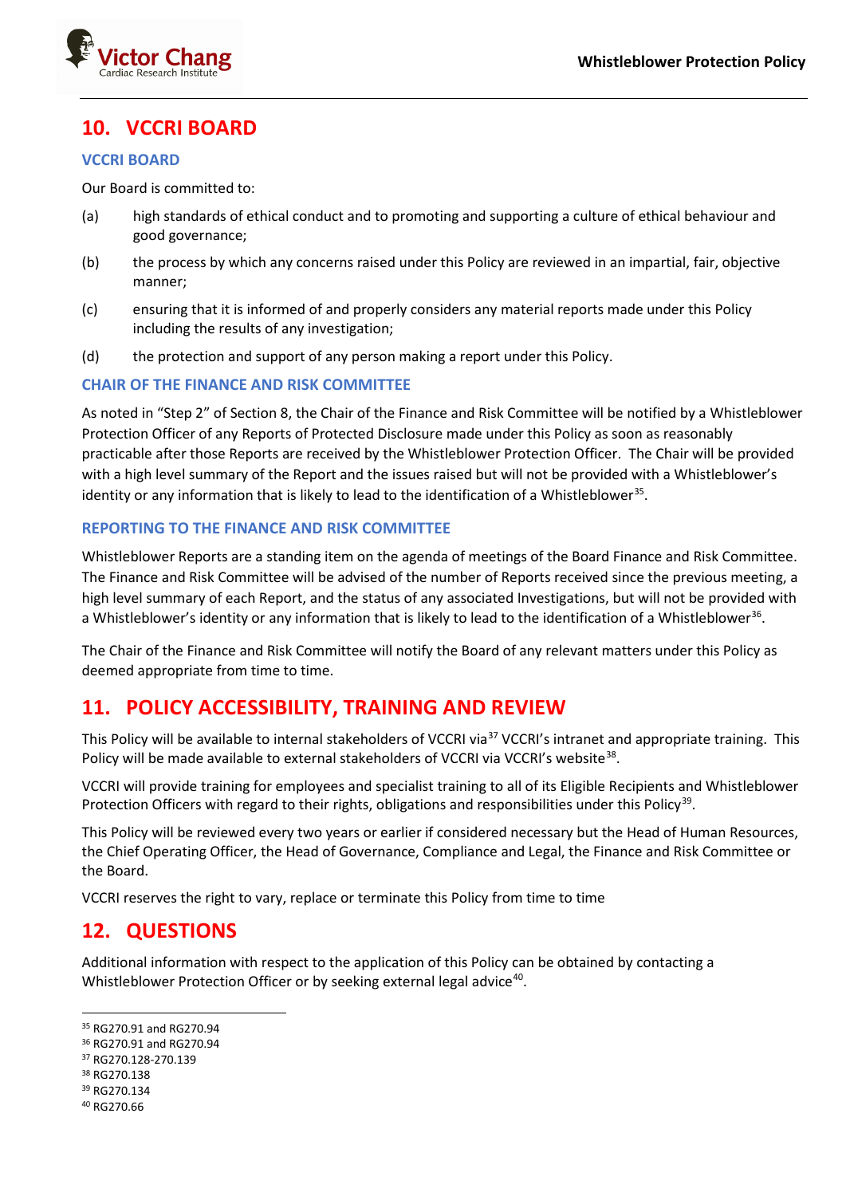## 10. VCCRI BOARD

### VCCRI BOARD

Our Board is committed to:

(a) high standards of ethical conduct and to promoting and supporting a culture of ethical behaviour and good governance;

(b) the process by which any concerns raised under this Policy are reviewed in an impartial, fair, objective manner;

(c) ensuring that it is informed of and properly considers any material reports made under this Policy including the results of any investigation;

(d) the protection and support of any person making a report under this Policy.

### CHAIR OF THE FINANCE AND RISK COMMITTEE

As noted in "Step 2" of Section 8, the Chair of the Finance and Risk Committee will be notified by a Whistleblower Protection Officer of any Reports of Protected Disclosure made under this Policy as soon as reasonably practicable after those Reports are received by the Whistleblower Protection Officer. The Chair will be provided with a high level summary of the Report and the issues raised but will not be provided with a Whistleblower's identity or any information that is likely to lead to the identification of a Whistleblower[35].

### REPORTING TO THE FINANCE AND RISK COMMITTEE

Whistleblower Reports are a standing item on the agenda of meetings of the Board Finance and Risk Committee. The Finance and Risk Committee will be advised of the number of Reports received since the previous meeting, a high level summary of each Report, and the status of any associated Investigations, but will not be provided with a Whistleblower's identity or any information that is likely to lead to the identification of a Whistleblower[36].

The Chair of the Finance and Risk Committee will notify the Board of any relevant matters under this Policy as deemed appropriate from time to time.

## 11. POLICY ACCESSIBILITY, TRAINING AND REVIEW

This Policy will be available to internal stakeholders of VCCRI via[37] VCCRI's intranet and appropriate training. This Policy will be made available to external stakeholders of VCCRI via VCCRI's website[38].

VCCRI will provide training for employees and specialist training to all of its Eligible Recipients and Whistleblower Protection Officers with regard to their rights, obligations and responsibilities under this Policy[39].

This Policy will be reviewed every two years or earlier if considered necessary but the Head of Human Resources, the Chief Operating Officer, the Head of Governance, Compliance and Legal, the Finance and Risk Committee or the Board.

VCCRI reserves the right to vary, replace or terminate this Policy from time to time

## 12. QUESTIONS

Additional information with respect to the application of this Policy can be obtained by contacting a Whistleblower Protection Officer or by seeking external legal advice[40].

---

[35] RG270.91 and RG270.94
[36] RG270.91 and RG270.94
[37] RG270.128-270.139
[38] RG270.138
[39] RG270.134
[40] RG270.66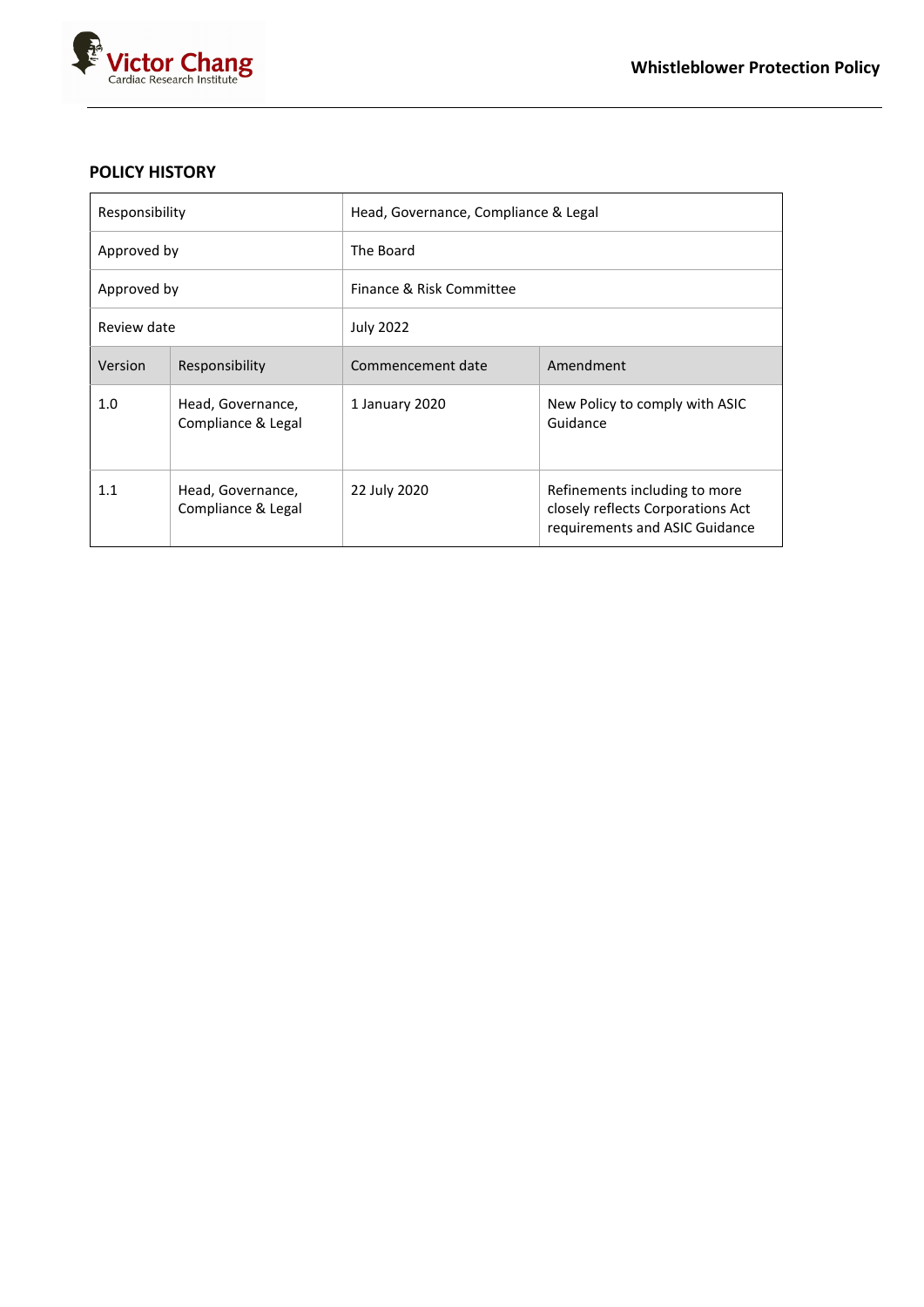## POLICY HISTORY

| | | | |
|---|---|---|---|
| Responsibility | | Head, Governance, Compliance & Legal | |
| Approved by | | The Board | |
| Approved by | | Finance & Risk Committee | |
| Review date | | July 2022 | |
| Version | Responsibility | Commencement date | Amendment |
| 1.0 | Head, Governance, Compliance & Legal | 1 January 2020 | New Policy to comply with ASIC Guidance |
| 1.1 | Head, Governance, Compliance & Legal | 22 July 2020 | Refinements including to more closely reflects Corporations Act requirements and ASIC Guidance |